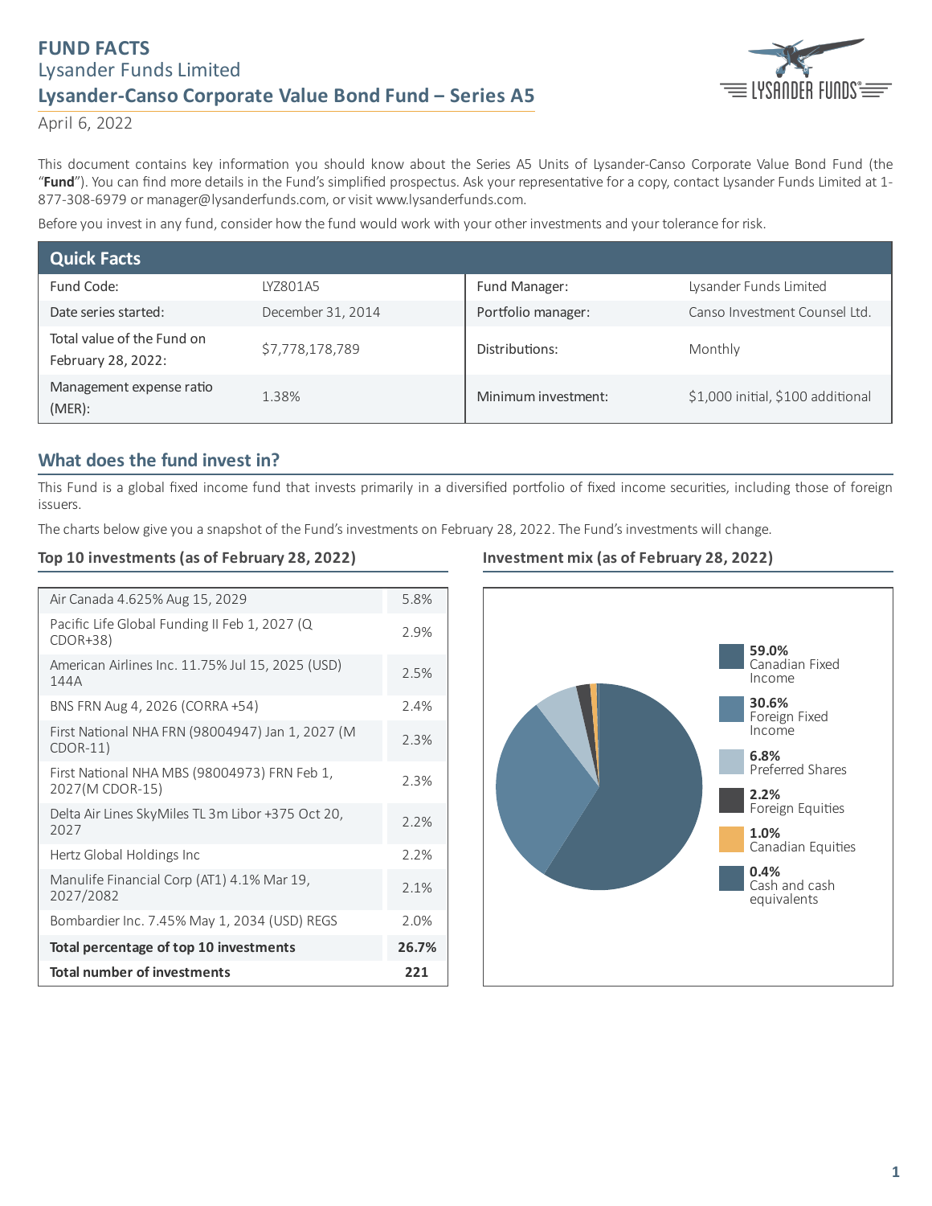# FUND FACTS

Lysander Funds Limited

## Lysander-Canso Corporate Value Bond Fund – Series A5

April 6, 2022

This document contains key information you should know about the Series A5 Units of Lysander-Canso Corporate Value Bond Fund (the "**Fund**"). You can find more details in the Fund's simplified prospectus. Ask your representative for a copy, contact Lysander Funds Limited at 1-877-308-6979 or manager@lysanderfunds.com, or visit www.lysanderfunds.com.

Before you invest in any fund, consider how the fund would work with your other investments and your tolerance for risk.

## Quick Facts

| | | | |
|---|---|---|---|
| Fund Code: | LYZ801A5 | Fund Manager: | Lysander Funds Limited |
| Date series started: | December 31, 2014 | Portfolio manager: | Canso Investment Counsel Ltd. |
| Total value of the Fund on February 28, 2022: | $7,778,178,789 | Distributions: | Monthly |
| Management expense ratio (MER): | 1.38% | Minimum investment: | $1,000 initial, $100 additional |

## What does the fund invest in?

This Fund is a global fixed income fund that invests primarily in a diversified portfolio of fixed income securities, including those of foreign issuers.

The charts below give you a snapshot of the Fund's investments on February 28, 2022. The Fund's investments will change.

### Top 10 investments (as of February 28, 2022)

| Investment | % |
|---|---|
| Air Canada 4.625% Aug 15, 2029 | 5.8% |
| Pacific Life Global Funding II Feb 1, 2027 (Q CDOR+38) | 2.9% |
| American Airlines Inc. 11.75% Jul 15, 2025 (USD) 144A | 2.5% |
| BNS FRN Aug 4, 2026 (CORRA +54) | 2.4% |
| First National NHA FRN (98004947) Jan 1, 2027 (M CDOR-11) | 2.3% |
| First National NHA MBS (98004973) FRN Feb 1, 2027(M CDOR-15) | 2.3% |
| Delta Air Lines SkyMiles TL 3m Libor +375 Oct 20, 2027 | 2.2% |
| Hertz Global Holdings Inc | 2.2% |
| Manulife Financial Corp (AT1) 4.1% Mar 19, 2027/2082 | 2.1% |
| Bombardier Inc. 7.45% May 1, 2034 (USD) REGS | 2.0% |
| **Total percentage of top 10 investments** | **26.7%** |
| **Total number of investments** | **221** |

### Investment mix (as of February 28, 2022)

| Asset class | % |
|---|---|
| Canadian Fixed Income | 59.0% |
| Foreign Fixed Income | 30.6% |
| Preferred Shares | 6.8% |
| Foreign Equities | 2.2% |
| Canadian Equities | 1.0% |
| Cash and cash equivalents | 0.4% |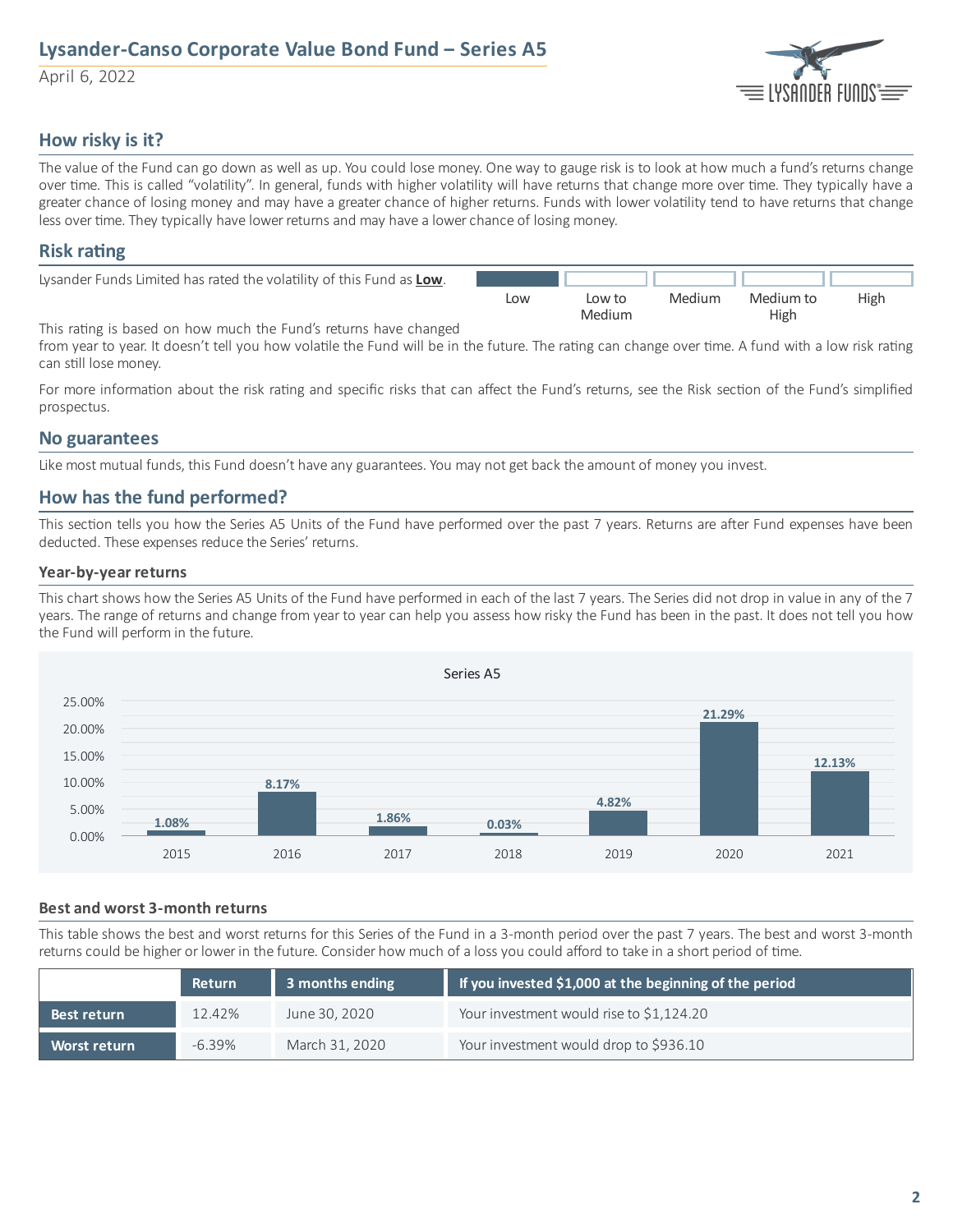# Lysander-Canso Corporate Value Bond Fund – Series A5

April 6, 2022

## How risky is it?

The value of the Fund can go down as well as up. You could lose money. One way to gauge risk is to look at how much a fund's returns change over time. This is called "volatility". In general, funds with higher volatility will have returns that change more over time. They typically have a greater chance of losing money and may have a greater chance of higher returns. Funds with lower volatility tend to have returns that change less over time. They typically have lower returns and may have a lower chance of losing money.

## Risk rating

Lysander Funds Limited has rated the volatility of this Fund as **Low**.

| Low | Low to Medium | Medium | Medium to High | High |
|---|---|---|---|---|
| ■ | | | | |

This rating is based on how much the Fund's returns have changed from year to year. It doesn't tell you how volatile the Fund will be in the future. The rating can change over time. A fund with a low risk rating can still lose money.

For more information about the risk rating and specific risks that can affect the Fund's returns, see the Risk section of the Fund's simplified prospectus.

## No guarantees

Like most mutual funds, this Fund doesn't have any guarantees. You may not get back the amount of money you invest.

## How has the fund performed?

This section tells you how the Series A5 Units of the Fund have performed over the past 7 years. Returns are after Fund expenses have been deducted. These expenses reduce the Series' returns.

### Year-by-year returns

This chart shows how the Series A5 Units of the Fund have performed in each of the last 7 years. The Series did not drop in value in any of the 7 years. The range of returns and change from year to year can help you assess how risky the Fund has been in the past. It does not tell you how the Fund will perform in the future.

Series A5

| Year | 2015 | 2016 | 2017 | 2018 | 2019 | 2020 | 2021 |
|---|---|---|---|---|---|---|---|
| Return | 1.08% | 8.17% | 1.86% | 0.03% | 4.82% | 21.29% | 12.13% |

### Best and worst 3-month returns

This table shows the best and worst returns for this Series of the Fund in a 3-month period over the past 7 years. The best and worst 3-month returns could be higher or lower in the future. Consider how much of a loss you could afford to take in a short period of time.

| | Return | 3 months ending | If you invested $1,000 at the beginning of the period |
|---|---|---|---|
| **Best return** | 12.42% | June 30, 2020 | Your investment would rise to $1,124.20 |
| **Worst return** | -6.39% | March 31, 2020 | Your investment would drop to $936.10 |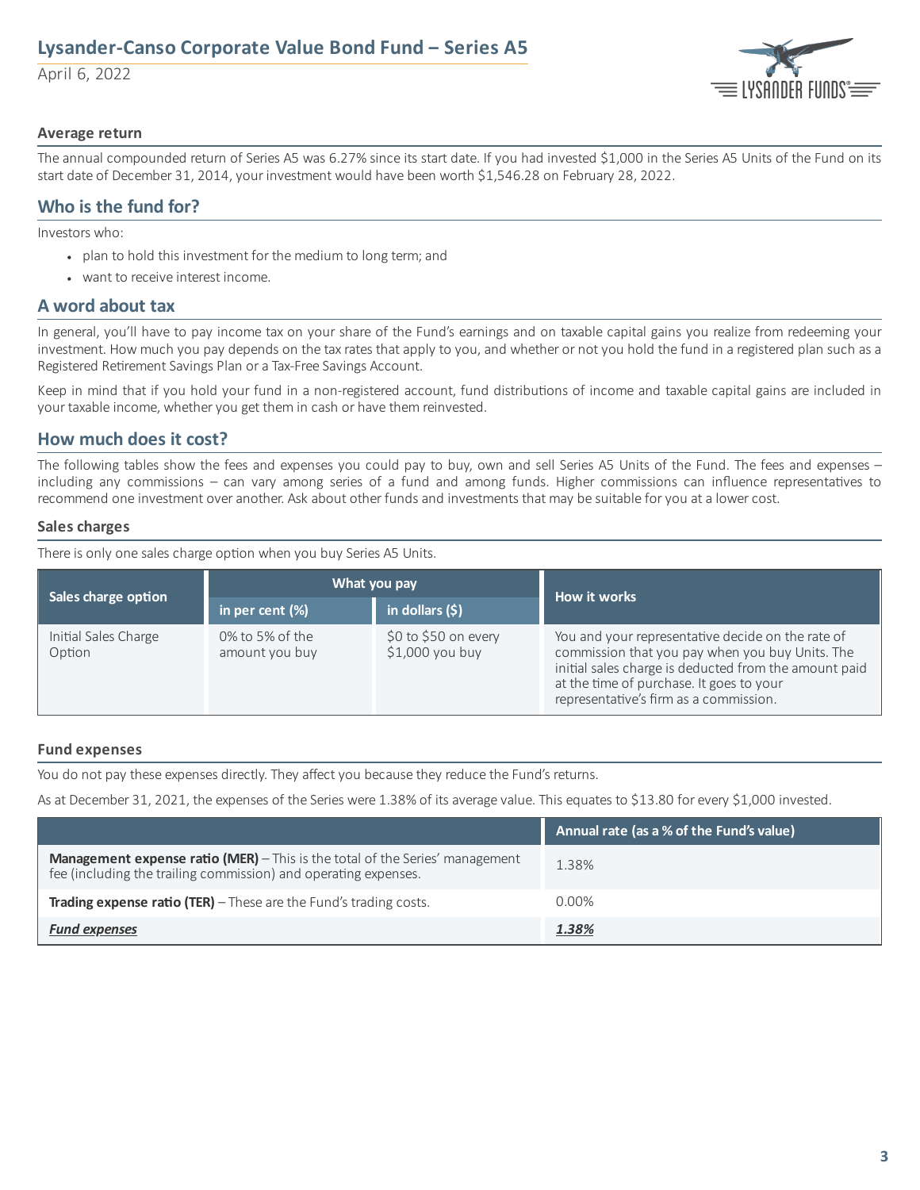### Average return

The annual compounded return of Series A5 was 6.27% since its start date. If you had invested $1,000 in the Series A5 Units of the Fund on its start date of December 31, 2014, your investment would have been worth $1,546.28 on February 28, 2022.

## Who is the fund for?

Investors who:

- plan to hold this investment for the medium to long term; and
- want to receive interest income.

## A word about tax

In general, you'll have to pay income tax on your share of the Fund's earnings and on taxable capital gains you realize from redeeming your investment. How much you pay depends on the tax rates that apply to you, and whether or not you hold the fund in a registered plan such as a Registered Retirement Savings Plan or a Tax-Free Savings Account.

Keep in mind that if you hold your fund in a non-registered account, fund distributions of income and taxable capital gains are included in your taxable income, whether you get them in cash or have them reinvested.

## How much does it cost?

The following tables show the fees and expenses you could pay to buy, own and sell Series A5 Units of the Fund. The fees and expenses – including any commissions – can vary among series of a fund and among funds. Higher commissions can influence representatives to recommend one investment over another. Ask about other funds and investments that may be suitable for you at a lower cost.

### Sales charges

There is only one sales charge option when you buy Series A5 Units.

| Sales charge option | What you pay | | How it works |
|---|---|---|---|
| | in per cent (%) | in dollars ($) | |
| Initial Sales Charge Option | 0% to 5% of the amount you buy | $0 to $50 on every $1,000 you buy | You and your representative decide on the rate of commission that you pay when you buy Units. The initial sales charge is deducted from the amount paid at the time of purchase. It goes to your representative's firm as a commission. |

### Fund expenses

You do not pay these expenses directly. They affect you because they reduce the Fund's returns.

As at December 31, 2021, the expenses of the Series were 1.38% of its average value. This equates to $13.80 for every $1,000 invested.

| | Annual rate (as a % of the Fund's value) |
|---|---|
| **Management expense ratio (MER)** – This is the total of the Series' management fee (including the trailing commission) and operating expenses. | 1.38% |
| **Trading expense ratio (TER)** – These are the Fund's trading costs. | 0.00% |
| ***Fund expenses*** | ***1.38%*** |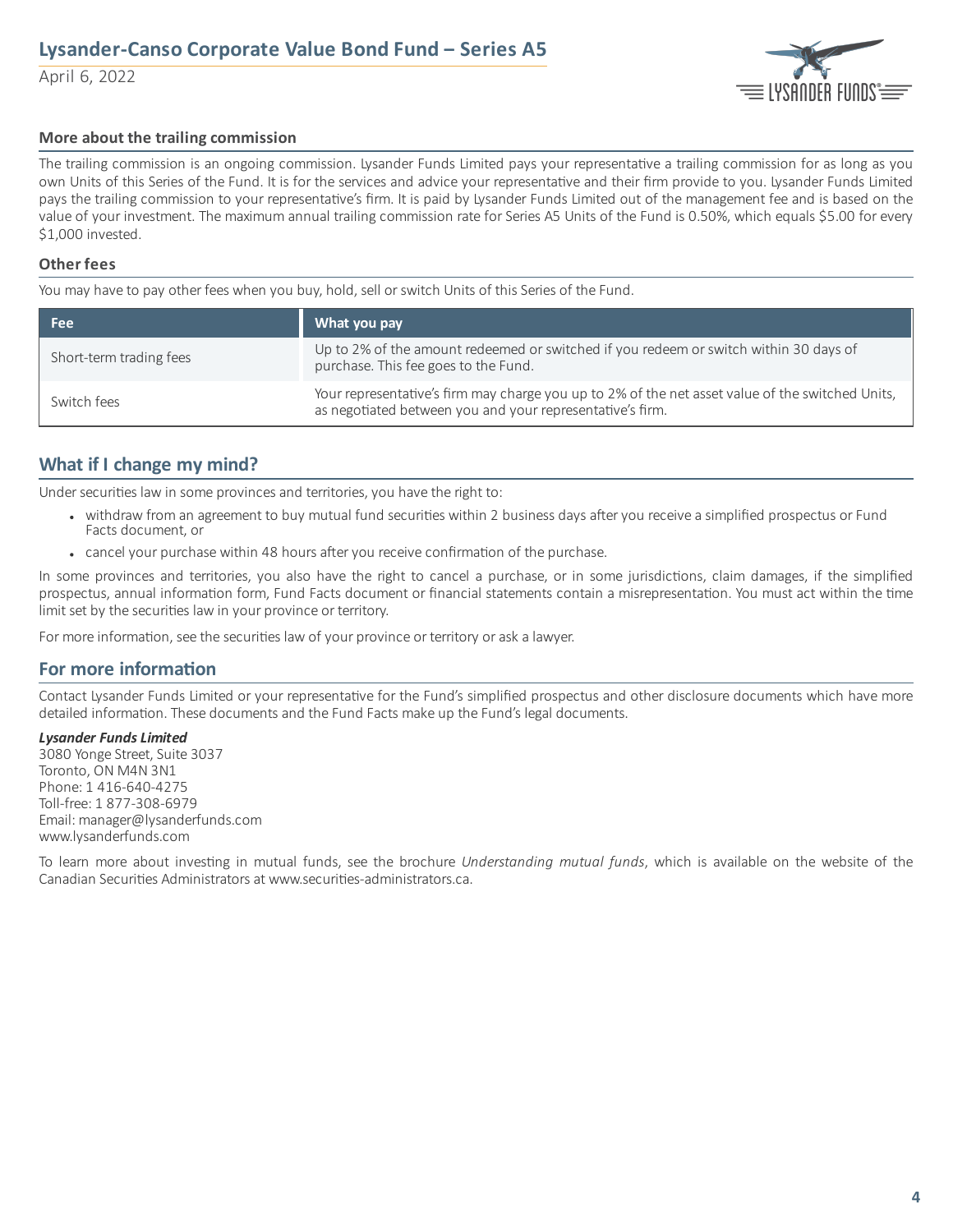### More about the trailing commission

The trailing commission is an ongoing commission. Lysander Funds Limited pays your representative a trailing commission for as long as you own Units of this Series of the Fund. It is for the services and advice your representative and their firm provide to you. Lysander Funds Limited pays the trailing commission to your representative's firm. It is paid by Lysander Funds Limited out of the management fee and is based on the value of your investment. The maximum annual trailing commission rate for Series A5 Units of the Fund is 0.50%, which equals $5.00 for every $1,000 invested.

### Other fees

You may have to pay other fees when you buy, hold, sell or switch Units of this Series of the Fund.

| Fee | What you pay |
| --- | --- |
| Short-term trading fees | Up to 2% of the amount redeemed or switched if you redeem or switch within 30 days of purchase. This fee goes to the Fund. |
| Switch fees | Your representative's firm may charge you up to 2% of the net asset value of the switched Units, as negotiated between you and your representative's firm. |

## What if I change my mind?

Under securities law in some provinces and territories, you have the right to:

- withdraw from an agreement to buy mutual fund securities within 2 business days after you receive a simplified prospectus or Fund Facts document, or
- cancel your purchase within 48 hours after you receive confirmation of the purchase.

In some provinces and territories, you also have the right to cancel a purchase, or in some jurisdictions, claim damages, if the simplified prospectus, annual information form, Fund Facts document or financial statements contain a misrepresentation. You must act within the time limit set by the securities law in your province or territory.

For more information, see the securities law of your province or territory or ask a lawyer.

## For more information

Contact Lysander Funds Limited or your representative for the Fund's simplified prospectus and other disclosure documents which have more detailed information. These documents and the Fund Facts make up the Fund's legal documents.

***Lysander Funds Limited***
3080 Yonge Street, Suite 3037
Toronto, ON M4N 3N1
Phone: 1 416-640-4275
Toll-free: 1 877-308-6979
Email: manager@lysanderfunds.com
www.lysanderfunds.com

To learn more about investing in mutual funds, see the brochure *Understanding mutual funds*, which is available on the website of the Canadian Securities Administrators at www.securities-administrators.ca.